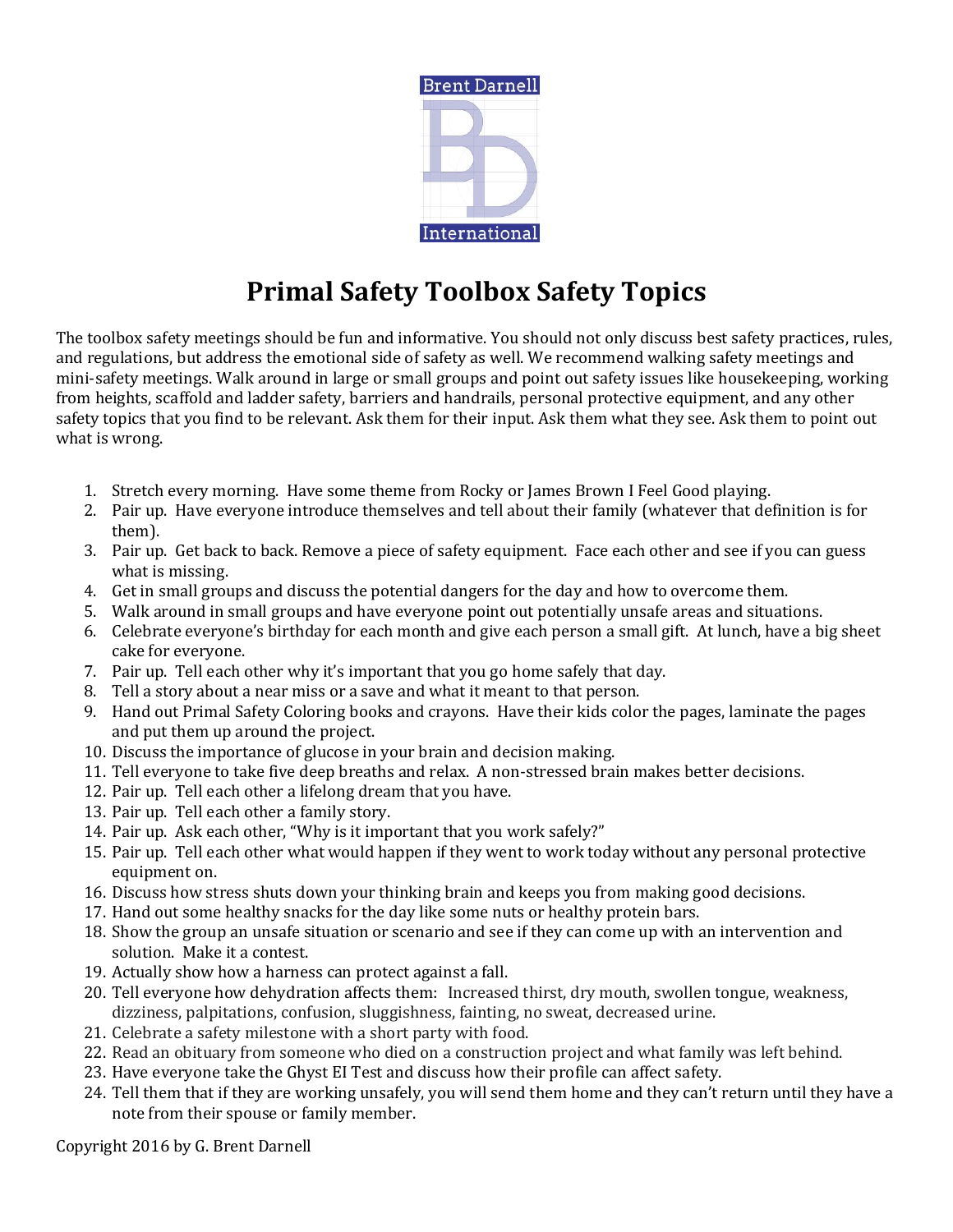Brent Darnell

International

# Primal Safety Toolbox Safety Topics

The toolbox safety meetings should be fun and informative. You should not only discuss best safety practices, rules, and regulations, but address the emotional side of safety as well. We recommend walking safety meetings and mini-safety meetings. Walk around in large or small groups and point out safety issues like housekeeping, working from heights, scaffold and ladder safety, barriers and handrails, personal protective equipment, and any other safety topics that you find to be relevant. Ask them for their input. Ask them what they see. Ask them to point out what is wrong.

1. Stretch every morning. Have some theme from Rocky or James Brown I Feel Good playing.
2. Pair up. Have everyone introduce themselves and tell about their family (whatever that definition is for them).
3. Pair up. Get back to back. Remove a piece of safety equipment. Face each other and see if you can guess what is missing.
4. Get in small groups and discuss the potential dangers for the day and how to overcome them.
5. Walk around in small groups and have everyone point out potentially unsafe areas and situations.
6. Celebrate everyone's birthday for each month and give each person a small gift. At lunch, have a big sheet cake for everyone.
7. Pair up. Tell each other why it's important that you go home safely that day.
8. Tell a story about a near miss or a save and what it meant to that person.
9. Hand out Primal Safety Coloring books and crayons. Have their kids color the pages, laminate the pages and put them up around the project.
10. Discuss the importance of glucose in your brain and decision making.
11. Tell everyone to take five deep breaths and relax. A non-stressed brain makes better decisions.
12. Pair up. Tell each other a lifelong dream that you have.
13. Pair up. Tell each other a family story.
14. Pair up. Ask each other, "Why is it important that you work safely?"
15. Pair up. Tell each other what would happen if they went to work today without any personal protective equipment on.
16. Discuss how stress shuts down your thinking brain and keeps you from making good decisions.
17. Hand out some healthy snacks for the day like some nuts or healthy protein bars.
18. Show the group an unsafe situation or scenario and see if they can come up with an intervention and solution. Make it a contest.
19. Actually show how a harness can protect against a fall.
20. Tell everyone how dehydration affects them: Increased thirst, dry mouth, swollen tongue, weakness, dizziness, palpitations, confusion, sluggishness, fainting, no sweat, decreased urine.
21. Celebrate a safety milestone with a short party with food.
22. Read an obituary from someone who died on a construction project and what family was left behind.
23. Have everyone take the Ghyst EI Test and discuss how their profile can affect safety.
24. Tell them that if they are working unsafely, you will send them home and they can't return until they have a note from their spouse or family member.

Copyright 2016 by G. Brent Darnell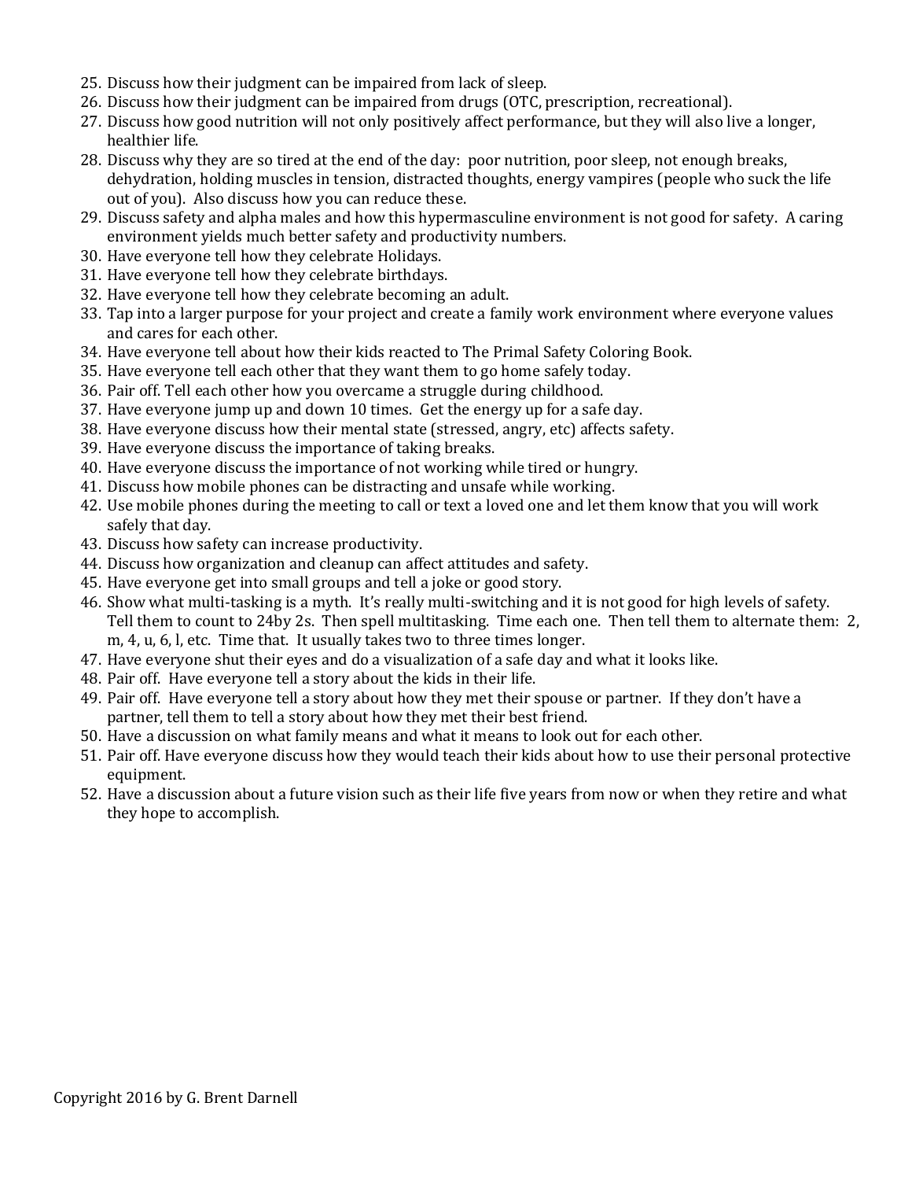25. Discuss how their judgment can be impaired from lack of sleep.
26. Discuss how their judgment can be impaired from drugs (OTC, prescription, recreational).
27. Discuss how good nutrition will not only positively affect performance, but they will also live a longer, healthier life.
28. Discuss why they are so tired at the end of the day: poor nutrition, poor sleep, not enough breaks, dehydration, holding muscles in tension, distracted thoughts, energy vampires (people who suck the life out of you). Also discuss how you can reduce these.
29. Discuss safety and alpha males and how this hypermasculine environment is not good for safety. A caring environment yields much better safety and productivity numbers.
30. Have everyone tell how they celebrate Holidays.
31. Have everyone tell how they celebrate birthdays.
32. Have everyone tell how they celebrate becoming an adult.
33. Tap into a larger purpose for your project and create a family work environment where everyone values and cares for each other.
34. Have everyone tell about how their kids reacted to The Primal Safety Coloring Book.
35. Have everyone tell each other that they want them to go home safely today.
36. Pair off. Tell each other how you overcame a struggle during childhood.
37. Have everyone jump up and down 10 times. Get the energy up for a safe day.
38. Have everyone discuss how their mental state (stressed, angry, etc) affects safety.
39. Have everyone discuss the importance of taking breaks.
40. Have everyone discuss the importance of not working while tired or hungry.
41. Discuss how mobile phones can be distracting and unsafe while working.
42. Use mobile phones during the meeting to call or text a loved one and let them know that you will work safely that day.
43. Discuss how safety can increase productivity.
44. Discuss how organization and cleanup can affect attitudes and safety.
45. Have everyone get into small groups and tell a joke or good story.
46. Show what multi-tasking is a myth. It's really multi-switching and it is not good for high levels of safety. Tell them to count to 24by 2s. Then spell multitasking. Time each one. Then tell them to alternate them: 2, m, 4, u, 6, l, etc. Time that. It usually takes two to three times longer.
47. Have everyone shut their eyes and do a visualization of a safe day and what it looks like.
48. Pair off. Have everyone tell a story about the kids in their life.
49. Pair off. Have everyone tell a story about how they met their spouse or partner. If they don't have a partner, tell them to tell a story about how they met their best friend.
50. Have a discussion on what family means and what it means to look out for each other.
51. Pair off. Have everyone discuss how they would teach their kids about how to use their personal protective equipment.
52. Have a discussion about a future vision such as their life five years from now or when they retire and what they hope to accomplish.

Copyright 2016 by G. Brent Darnell